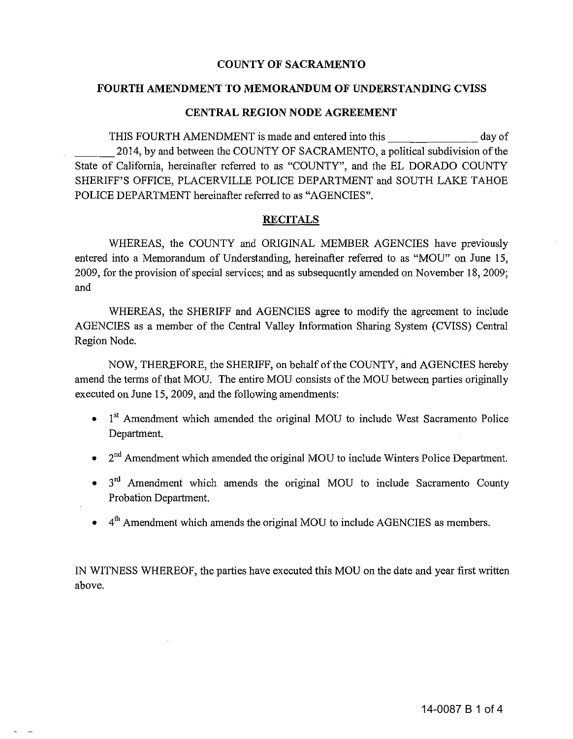**COUNTY OF SACRAMENTO**

**FOURTH AMENDMENT TO MEMORANDUM OF UNDERSTANDING CVISS**

**CENTRAL REGION NODE AGREEMENT**

THIS FOURTH AMENDMENT is made and entered into this _______________ day of _______ 2014, by and between the COUNTY OF SACRAMENTO, a political subdivision of the State of California, hereinafter referred to as "COUNTY", and the EL DORADO COUNTY SHERIFF'S OFFICE, PLACERVILLE POLICE DEPARTMENT and SOUTH LAKE TAHOE POLICE DEPARTMENT hereinafter referred to as "AGENCIES".

**RECITALS**

WHEREAS, the COUNTY and ORIGINAL MEMBER AGENCIES have previously entered into a Memorandum of Understanding, hereinafter referred to as "MOU" on June 15, 2009, for the provision of special services; and as subsequently amended on November 18, 2009; and

WHEREAS, the SHERIFF and AGENCIES agree to modify the agreement to include AGENCIES as a member of the Central Valley Information Sharing System (CVISS) Central Region Node.

NOW, THEREFORE, the SHERIFF, on behalf of the COUNTY, and AGENCIES hereby amend the terms of that MOU. The entire MOU consists of the MOU between parties originally executed on June 15, 2009, and the following amendments:

- 1st Amendment which amended the original MOU to include West Sacramento Police Department.
- 2nd Amendment which amended the original MOU to include Winters Police Department.
- 3rd Amendment which amends the original MOU to include Sacramento County Probation Department.
- 4th Amendment which amends the original MOU to include AGENCIES as members.

IN WITNESS WHEREOF, the parties have executed this MOU on the date and year first written above.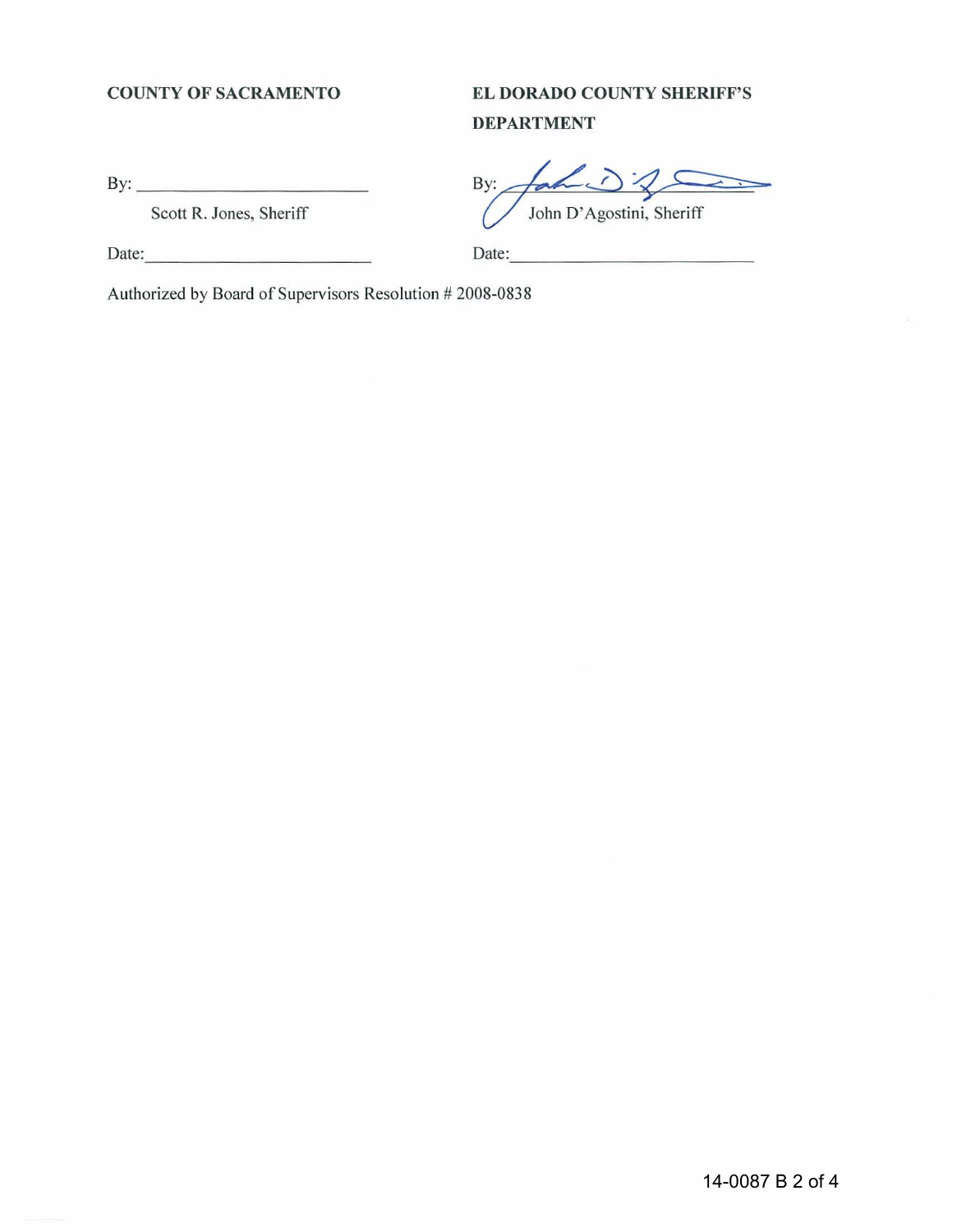| **COUNTY OF SACRAMENTO** | **EL DORADO COUNTY SHERIFF'S DEPARTMENT** |
| --- | --- |
| By: ______________________ | By: ______________________ |
| Scott R. Jones, Sheriff | John D'Agostini, Sheriff |
| Date: ______________________ | Date: ______________________ |

Authorized by Board of Supervisors Resolution # 2008-0838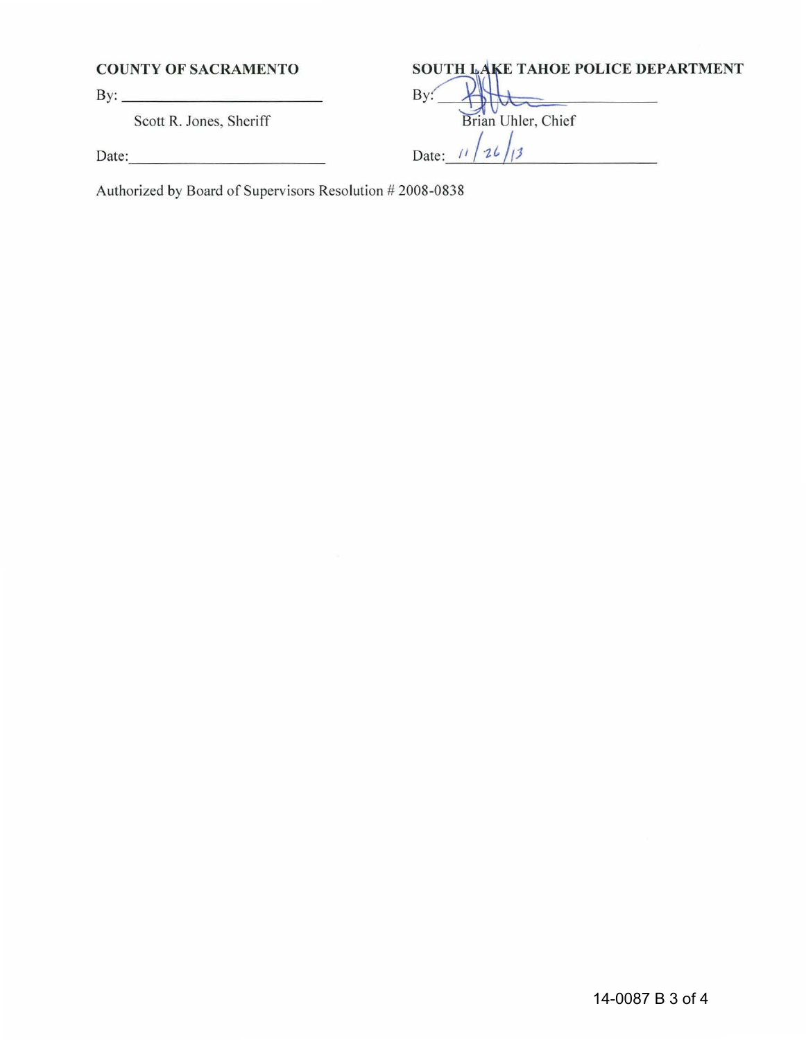| **COUNTY OF SACRAMENTO** | **SOUTH LAKE TAHOE POLICE DEPARTMENT** |
| --- | --- |
| By: \_\_\_\_\_\_\_\_\_\_\_\_\_\_\_\_\_\_\_\_\_\_\_\_ | By: \_\_\_\_\_\_\_\_\_\_\_\_\_\_\_\_\_\_\_\_\_\_\_\_ |
| Scott R. Jones, Sheriff | Brian Uhler, Chief |
| Date: \_\_\_\_\_\_\_\_\_\_\_\_\_\_\_\_\_\_\_\_\_\_\_\_ | Date: 11/26/13 |

Authorized by Board of Supervisors Resolution # 2008-0838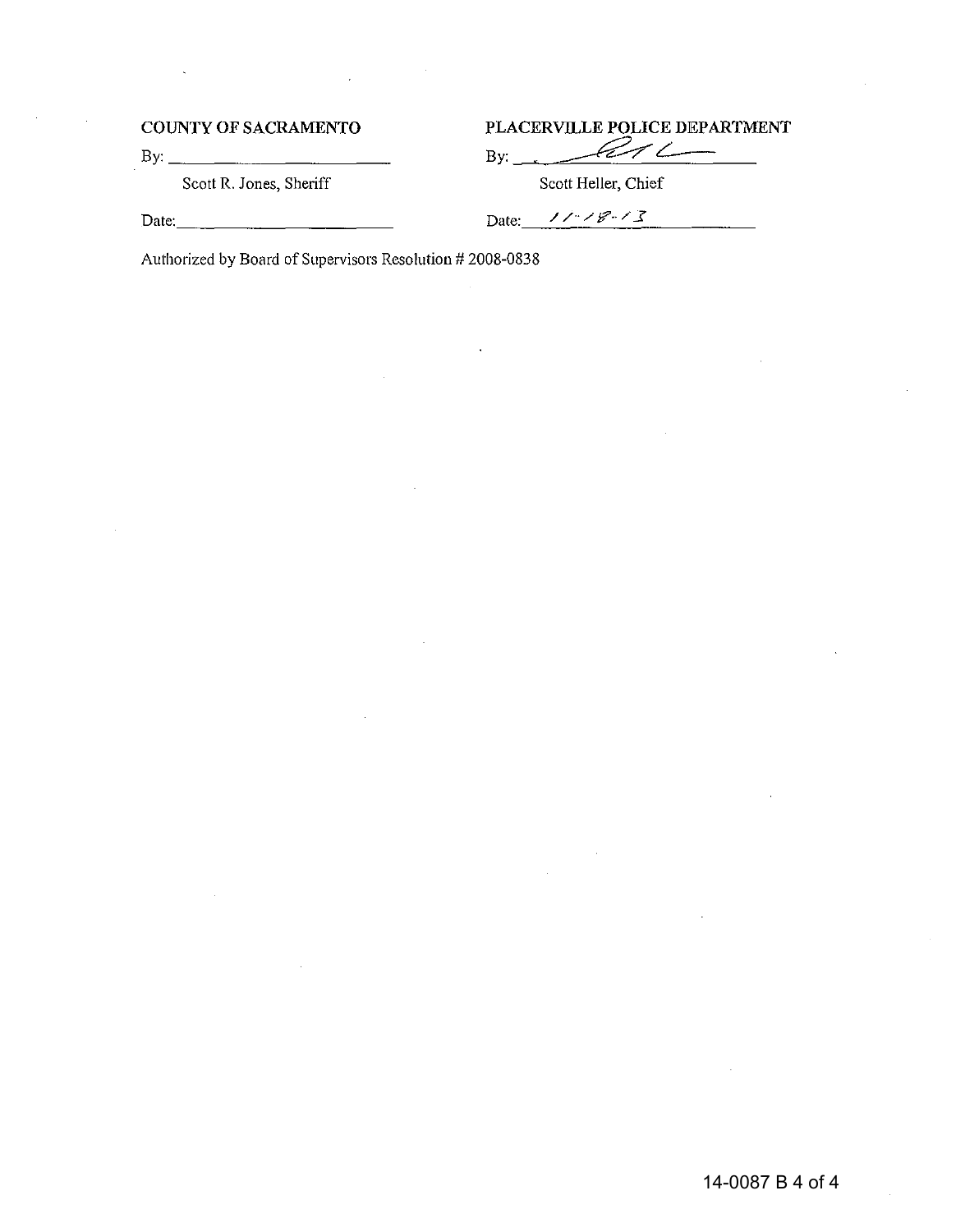| COUNTY OF SACRAMENTO | PLACERVILLE POLICE DEPARTMENT |
|---|---|
| By: ______________________ | By: [signature] |
| Scott R. Jones, Sheriff | Scott Heller, Chief |
| Date: ______________________ | Date: 11-18-13 |

Authorized by Board of Supervisors Resolution # 2008-0838

14-0087 B 4 of 4